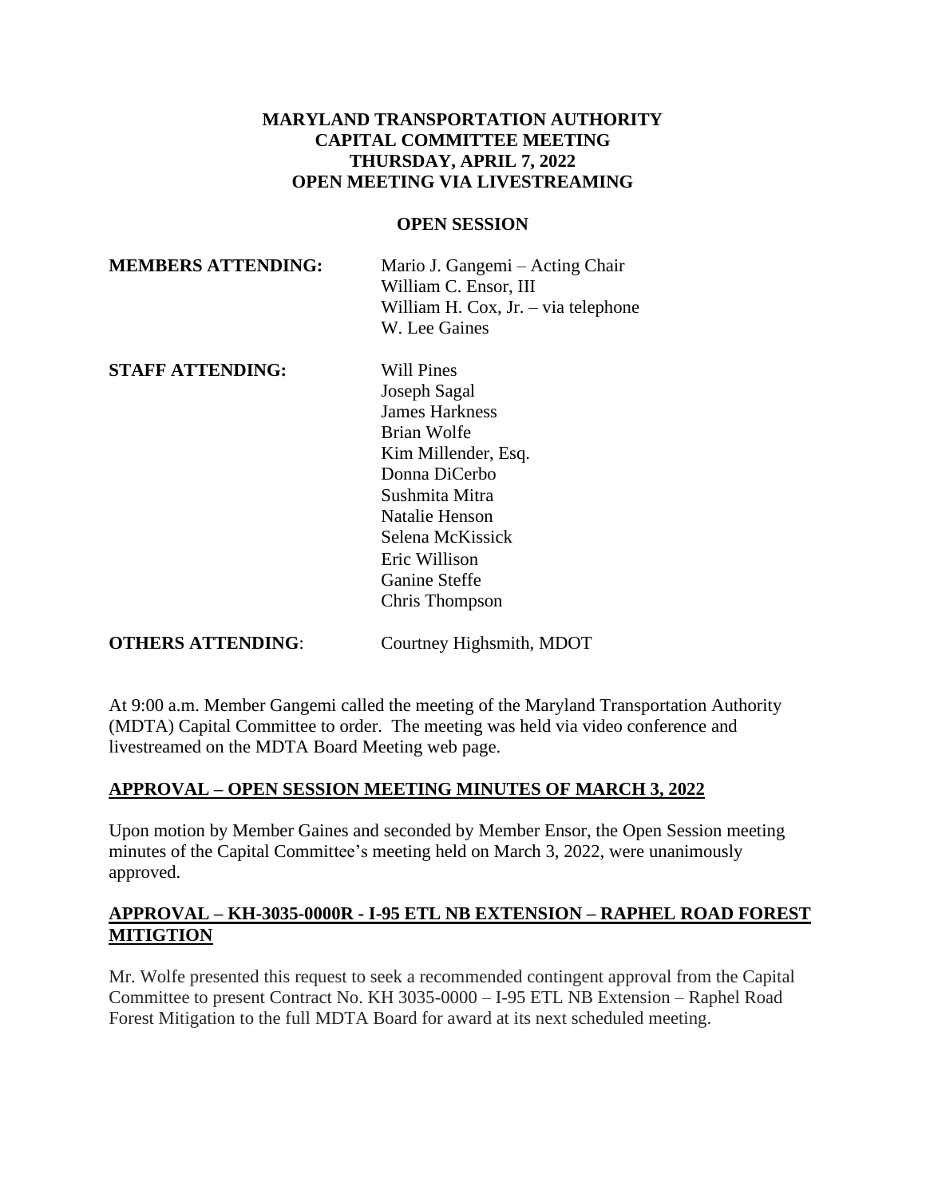**MARYLAND TRANSPORTATION AUTHORITY**
**CAPITAL COMMITTEE MEETING**
**THURSDAY, APRIL 7, 2022**
**OPEN MEETING VIA LIVESTREAMING**

**OPEN SESSION**

**MEMBERS ATTENDING:** Mario J. Gangemi – Acting Chair
William C. Ensor, III
William H. Cox, Jr. – via telephone
W. Lee Gaines

**STAFF ATTENDING:** Will Pines
Joseph Sagal
James Harkness
Brian Wolfe
Kim Millender, Esq.
Donna DiCerbo
Sushmita Mitra
Natalie Henson
Selena McKissick
Eric Willison
Ganine Steffe
Chris Thompson

**OTHERS ATTENDING**: Courtney Highsmith, MDOT

At 9:00 a.m. Member Gangemi called the meeting of the Maryland Transportation Authority (MDTA) Capital Committee to order. The meeting was held via video conference and livestreamed on the MDTA Board Meeting web page.

## APPROVAL – OPEN SESSION MEETING MINUTES OF MARCH 3, 2022

Upon motion by Member Gaines and seconded by Member Ensor, the Open Session meeting minutes of the Capital Committee's meeting held on March 3, 2022, were unanimously approved.

## APPROVAL – KH-3035-0000R - I-95 ETL NB EXTENSION – RAPHEL ROAD FOREST MITIGTION

Mr. Wolfe presented this request to seek a recommended contingent approval from the Capital Committee to present Contract No. KH 3035-0000 – I-95 ETL NB Extension – Raphel Road Forest Mitigation to the full MDTA Board for award at its next scheduled meeting.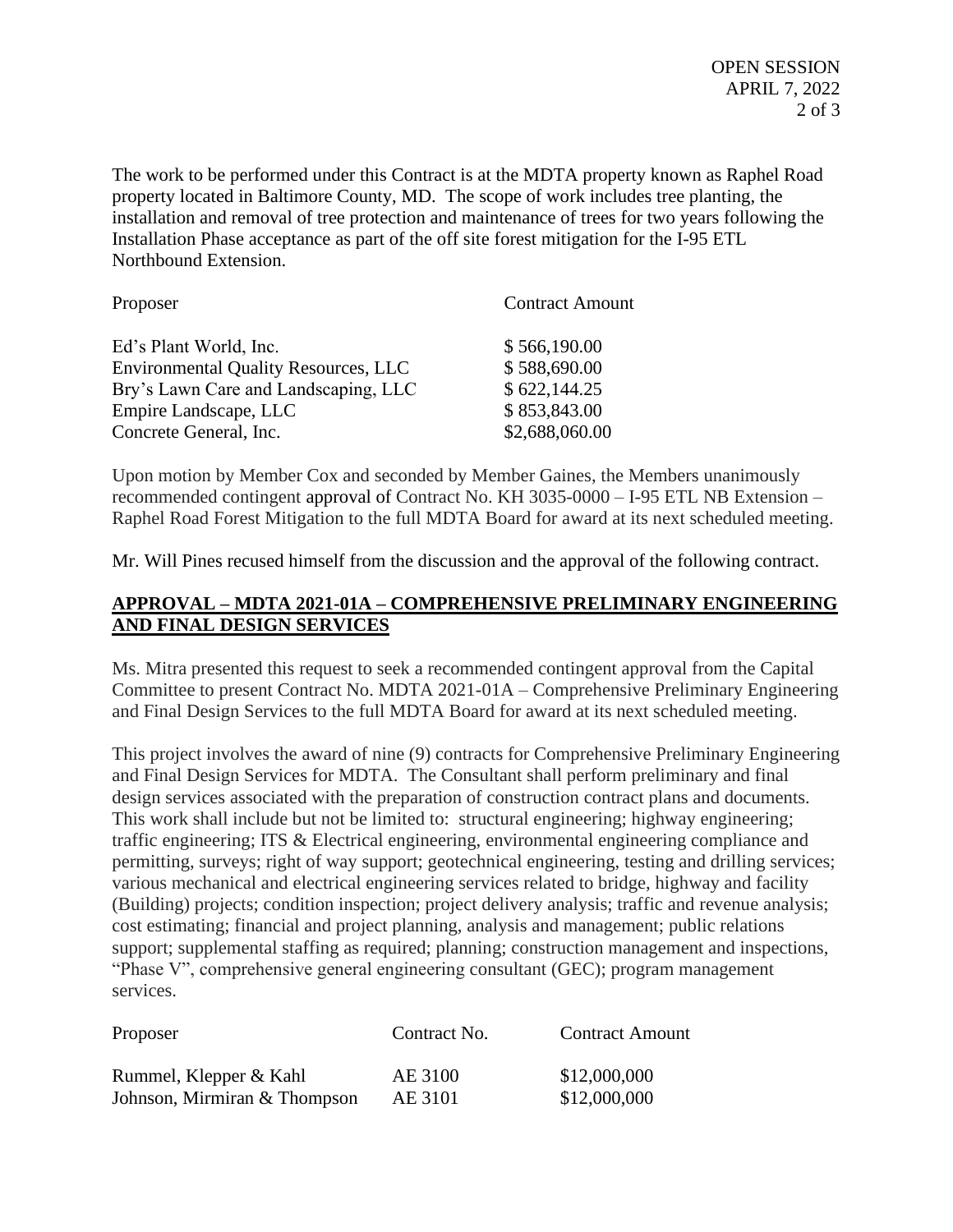The work to be performed under this Contract is at the MDTA property known as Raphel Road property located in Baltimore County, MD. The scope of work includes tree planting, the installation and removal of tree protection and maintenance of trees for two years following the Installation Phase acceptance as part of the off site forest mitigation for the I-95 ETL Northbound Extension.

| Proposer | Contract Amount |
|---|---|
| Ed's Plant World, Inc. | $ 566,190.00 |
| Environmental Quality Resources, LLC | $ 588,690.00 |
| Bry's Lawn Care and Landscaping, LLC | $ 622,144.25 |
| Empire Landscape, LLC | $ 853,843.00 |
| Concrete General, Inc. | $2,688,060.00 |

Upon motion by Member Cox and seconded by Member Gaines, the Members unanimously recommended contingent approval of Contract No. KH 3035-0000 – I-95 ETL NB Extension – Raphel Road Forest Mitigation to the full MDTA Board for award at its next scheduled meeting.

Mr. Will Pines recused himself from the discussion and the approval of the following contract.

## **APPROVAL – MDTA 2021-01A – COMPREHENSIVE PRELIMINARY ENGINEERING AND FINAL DESIGN SERVICES**

Ms. Mitra presented this request to seek a recommended contingent approval from the Capital Committee to present Contract No. MDTA 2021-01A – Comprehensive Preliminary Engineering and Final Design Services to the full MDTA Board for award at its next scheduled meeting.

This project involves the award of nine (9) contracts for Comprehensive Preliminary Engineering and Final Design Services for MDTA. The Consultant shall perform preliminary and final design services associated with the preparation of construction contract plans and documents. This work shall include but not be limited to: structural engineering; highway engineering; traffic engineering; ITS & Electrical engineering, environmental engineering compliance and permitting, surveys; right of way support; geotechnical engineering, testing and drilling services; various mechanical and electrical engineering services related to bridge, highway and facility (Building) projects; condition inspection; project delivery analysis; traffic and revenue analysis; cost estimating; financial and project planning, analysis and management; public relations support; supplemental staffing as required; planning; construction management and inspections, "Phase V", comprehensive general engineering consultant (GEC); program management services.

| Proposer | Contract No. | Contract Amount |
|---|---|---|
| Rummel, Klepper & Kahl | AE 3100 | $12,000,000 |
| Johnson, Mirmiran & Thompson | AE 3101 | $12,000,000 |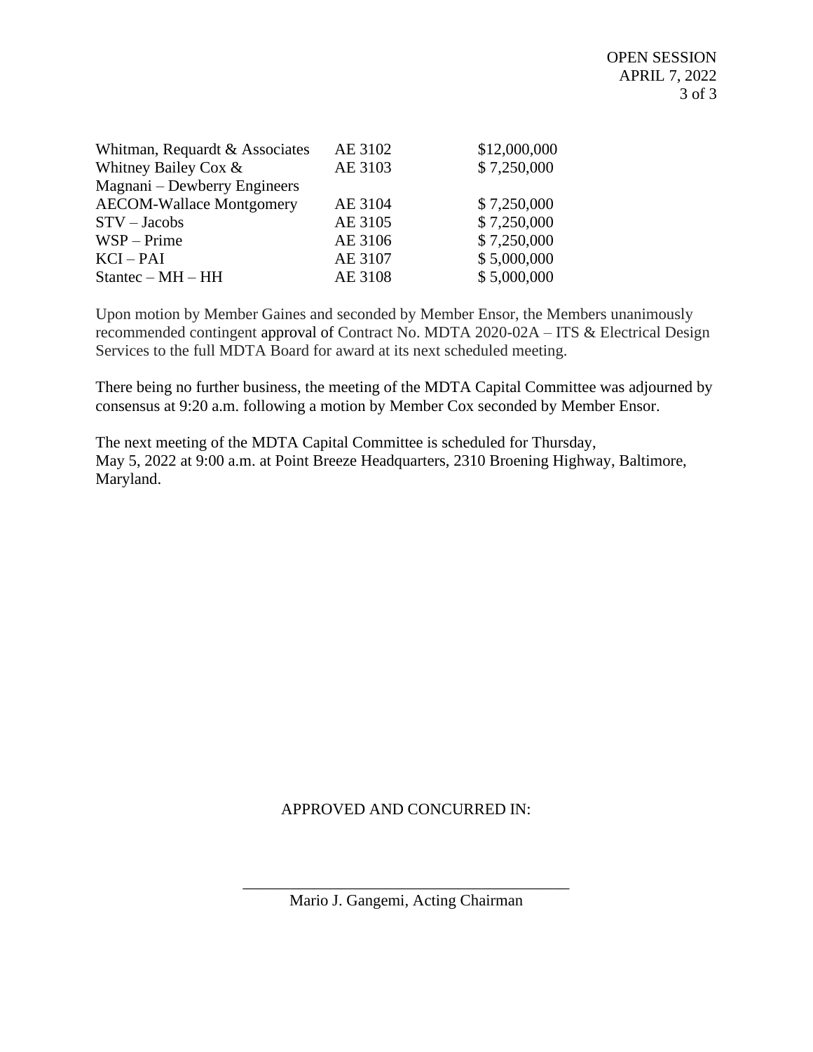| | | |
|---|---|---|
| Whitman, Requardt & Associates | AE 3102 | $12,000,000 |
| Whitney Bailey Cox & Magnani – Dewberry Engineers | AE 3103 | $ 7,250,000 |
| AECOM-Wallace Montgomery | AE 3104 | $ 7,250,000 |
| STV – Jacobs | AE 3105 | $ 7,250,000 |
| WSP – Prime | AE 3106 | $ 7,250,000 |
| KCI – PAI | AE 3107 | $ 5,000,000 |
| Stantec – MH – HH | AE 3108 | $ 5,000,000 |

Upon motion by Member Gaines and seconded by Member Ensor, the Members unanimously recommended contingent approval of Contract No. MDTA 2020-02A – ITS & Electrical Design Services to the full MDTA Board for award at its next scheduled meeting.

There being no further business, the meeting of the MDTA Capital Committee was adjourned by consensus at 9:20 a.m. following a motion by Member Cox seconded by Member Ensor.

The next meeting of the MDTA Capital Committee is scheduled for Thursday, May 5, 2022 at 9:00 a.m. at Point Breeze Headquarters, 2310 Broening Highway, Baltimore, Maryland.

APPROVED AND CONCURRED IN:

\_\_\_\_\_\_\_\_\_\_\_\_\_\_\_\_\_\_\_\_\_\_\_\_\_\_\_\_\_\_\_\_\_\_\_\_\_\_\_\_

Mario J. Gangemi, Acting Chairman